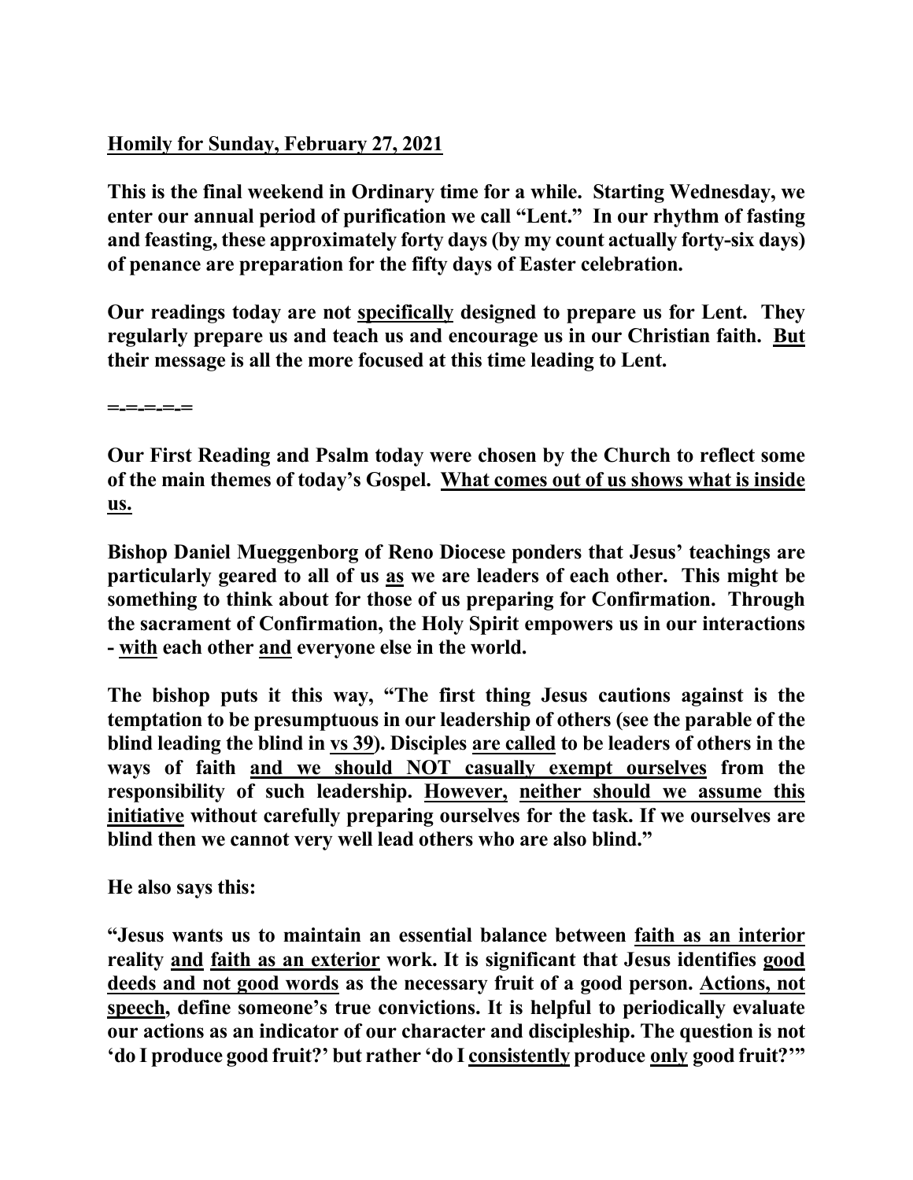**Homily for Sunday, February 27, 2021**

**This is the final weekend in Ordinary time for a while. Starting Wednesday, we enter our annual period of purification we call "Lent." In our rhythm of fasting and feasting, these approximately forty days (by my count actually forty-six days) of penance are preparation for the fifty days of Easter celebration.**

**Our readings today are not specifically designed to prepare us for Lent. They regularly prepare us and teach us and encourage us in our Christian faith. But their message is all the more focused at this time leading to Lent.**

**=-=-=-=-=**

**Our First Reading and Psalm today were chosen by the Church to reflect some of the main themes of today's Gospel. What comes out of us shows what is inside us.**

**Bishop Daniel Mueggenborg of Reno Diocese ponders that Jesus' teachings are particularly geared to all of us as we are leaders of each other. This might be something to think about for those of us preparing for Confirmation. Through the sacrament of Confirmation, the Holy Spirit empowers us in our interactions - with each other and everyone else in the world.**

**The bishop puts it this way, "The first thing Jesus cautions against is the temptation to be presumptuous in our leadership of others (see the parable of the blind leading the blind in vs 39). Disciples are called to be leaders of others in the ways of faith and we should NOT casually exempt ourselves from the responsibility of such leadership. However, neither should we assume this initiative without carefully preparing ourselves for the task. If we ourselves are blind then we cannot very well lead others who are also blind."**

**He also says this:**

**"Jesus wants us to maintain an essential balance between faith as an interior reality and faith as an exterior work. It is significant that Jesus identifies good deeds and not good words as the necessary fruit of a good person. Actions, not speech, define someone's true convictions. It is helpful to periodically evaluate our actions as an indicator of our character and discipleship. The question is not 'do I produce good fruit?' but rather 'do I consistently produce only good fruit?'"**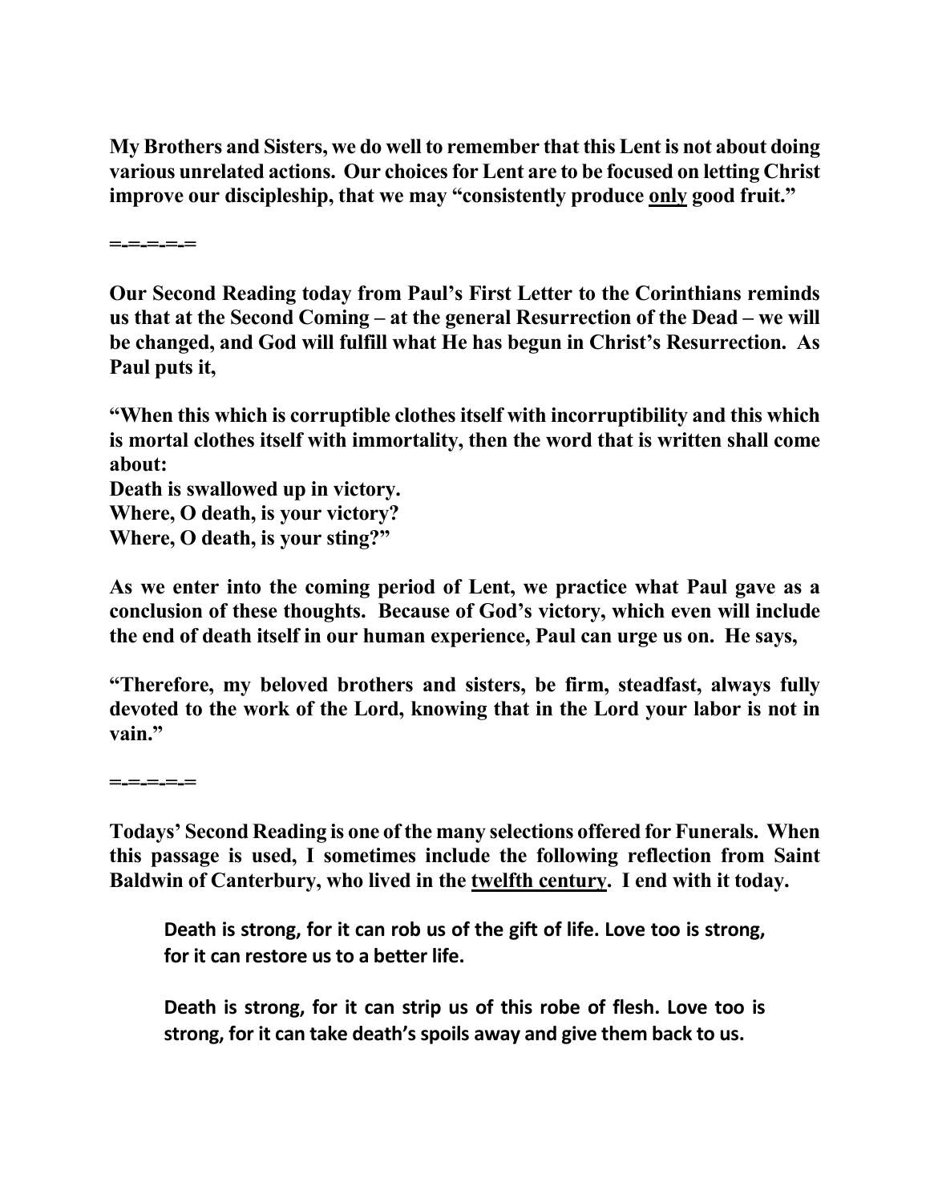**My Brothers and Sisters, we do well to remember that this Lent is not about doing various unrelated actions. Our choices for Lent are to be focused on letting Christ improve our discipleship, that we may "consistently produce <u>only</u> good fruit."**

**=-=-=-=-=**

**Our Second Reading today from Paul's First Letter to the Corinthians reminds us that at the Second Coming – at the general Resurrection of the Dead – we will be changed, and God will fulfill what He has begun in Christ's Resurrection. As Paul puts it,**

**"When this which is corruptible clothes itself with incorruptibility and this which is mortal clothes itself with immortality, then the word that is written shall come about:**
**Death is swallowed up in victory.**
**Where, O death, is your victory?**
**Where, O death, is your sting?"**

**As we enter into the coming period of Lent, we practice what Paul gave as a conclusion of these thoughts. Because of God's victory, which even will include the end of death itself in our human experience, Paul can urge us on. He says,**

**"Therefore, my beloved brothers and sisters, be firm, steadfast, always fully devoted to the work of the Lord, knowing that in the Lord your labor is not in vain."**

**=-=-=-=-=**

**Todays' Second Reading is one of the many selections offered for Funerals. When this passage is used, I sometimes include the following reflection from Saint Baldwin of Canterbury, who lived in the <u>twelfth century</u>. I end with it today.**

> **Death is strong, for it can rob us of the gift of life. Love too is strong, for it can restore us to a better life.**
>
> **Death is strong, for it can strip us of this robe of flesh. Love too is strong, for it can take death's spoils away and give them back to us.**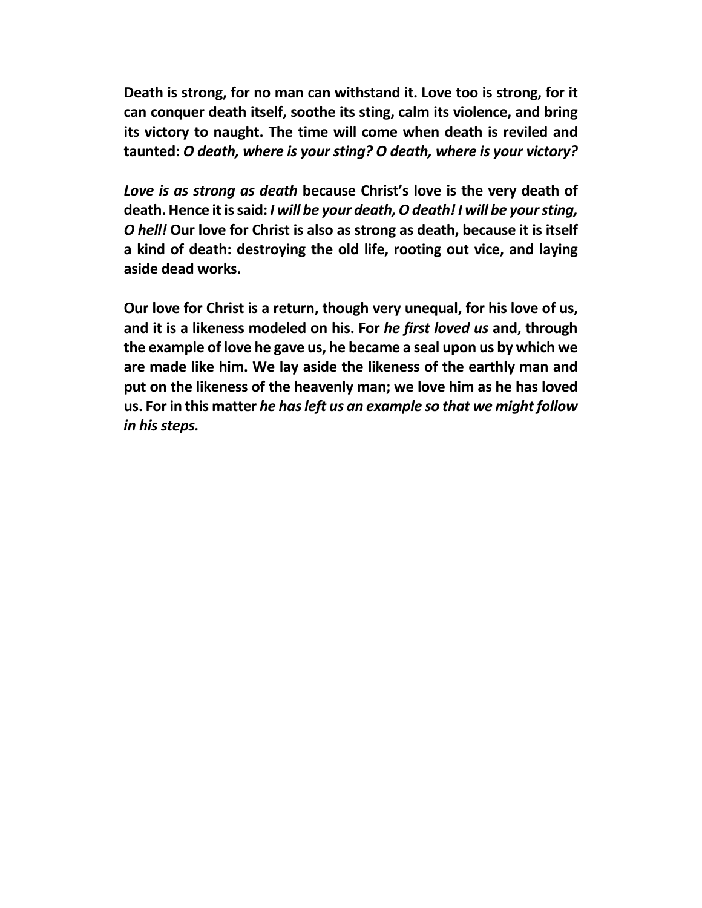**Death is strong, for no man can withstand it. Love too is strong, for it can conquer death itself, soothe its sting, calm its violence, and bring its victory to naught. The time will come when death is reviled and taunted: *O death, where is your sting? O death, where is your victory?***

***Love is as strong as death* because Christ's love is the very death of death. Hence it is said: *I will be your death, O death! I will be your sting, O hell!* Our love for Christ is also as strong as death, because it is itself a kind of death: destroying the old life, rooting out vice, and laying aside dead works.**

**Our love for Christ is a return, though very unequal, for his love of us, and it is a likeness modeled on his. For *he first loved us* and, through the example of love he gave us, he became a seal upon us by which we are made like him. We lay aside the likeness of the earthly man and put on the likeness of the heavenly man; we love him as he has loved us. For in this matter *he has left us an example so that we might follow in his steps.***